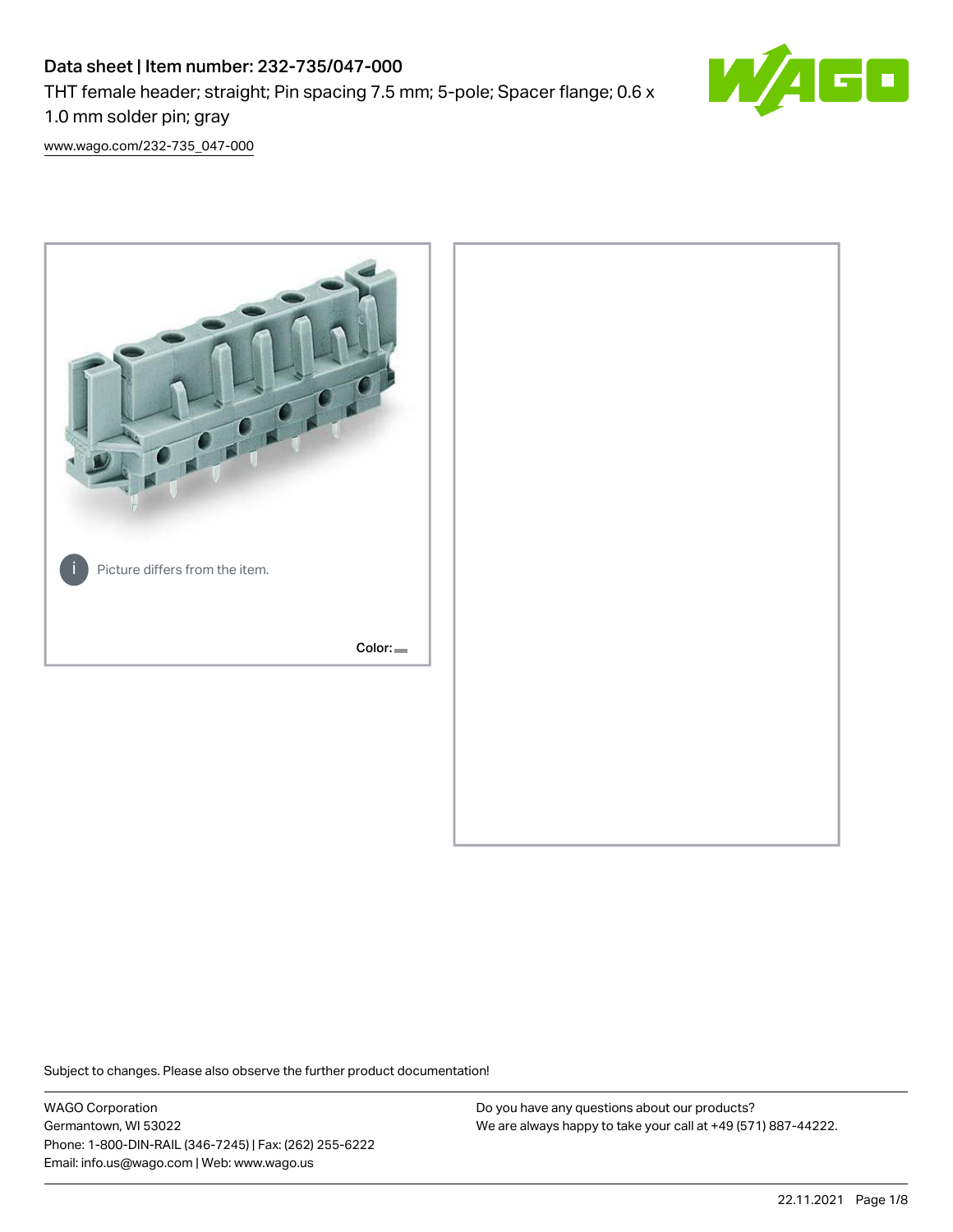# Data sheet | Item number: 232-735/047-000

THT female header; straight; Pin spacing 7.5 mm; 5-pole; Spacer flange; 0.6 x 1.0 mm solder pin; gray

www.wago.com/232-735_047-000

Picture differs from the item.

Color:

Subject to changes. Please also observe the further product documentation!

WAGO Corporation
Germantown, WI 53022
Phone: 1-800-DIN-RAIL (346-7245) | Fax: (262) 255-6222
Email: info.us@wago.com | Web: www.wago.us

Do you have any questions about our products?
We are always happy to take your call at +49 (571) 887-44222.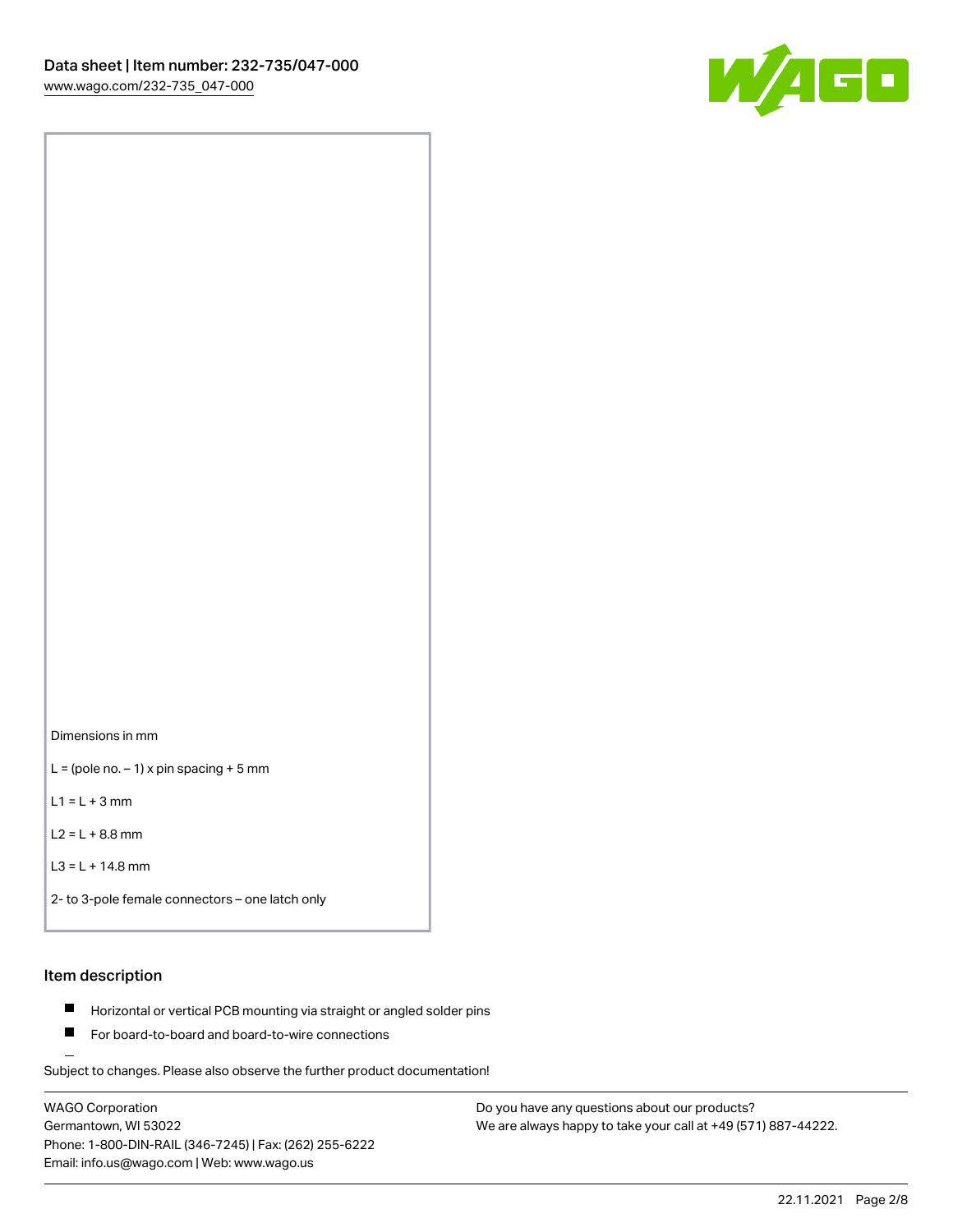Dimensions in mm

L = (pole no. − 1) x pin spacing + 5 mm

L1 = L + 3 mm

L2 = L + 8.8 mm

L3 = L + 14.8 mm

2- to 3-pole female connectors – one latch only

## Item description

- Horizontal or vertical PCB mounting via straight or angled solder pins
- For board-to-board and board-to-wire connections

Subject to changes. Please also observe the further product documentation!

WAGO Corporation
Germantown, WI 53022
Phone: 1-800-DIN-RAIL (346-7245) | Fax: (262) 255-6222
Email: info.us@wago.com | Web: www.wago.us

Do you have any questions about our products?
We are always happy to take your call at +49 (571) 887-44222.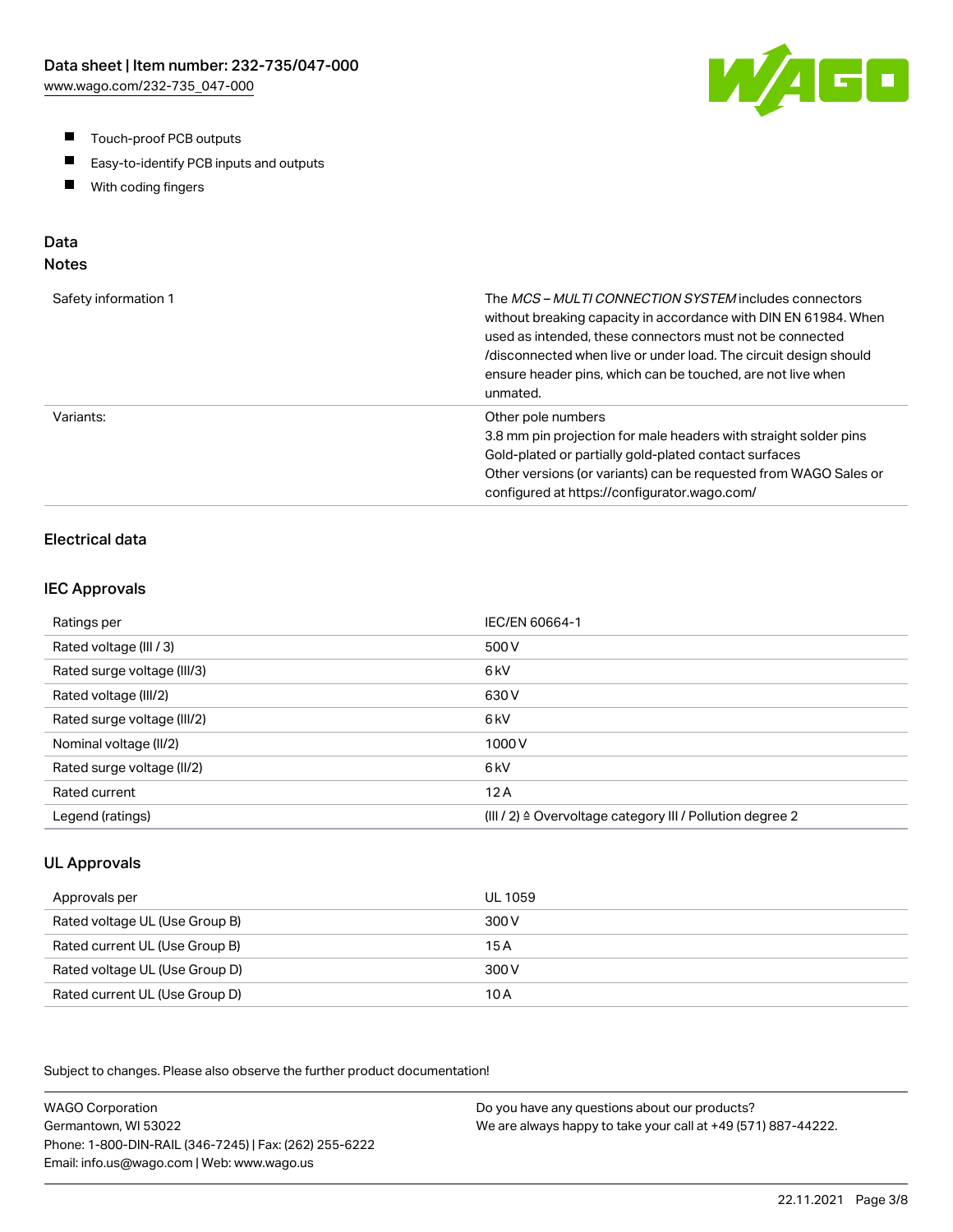- Touch-proof PCB outputs
- Easy-to-identify PCB inputs and outputs
- With coding fingers

## Data

### Notes

| | |
|---|---|
| Safety information 1 | The *MCS – MULTI CONNECTION SYSTEM* includes connectors without breaking capacity in accordance with DIN EN 61984. When used as intended, these connectors must not be connected /disconnected when live or under load. The circuit design should ensure header pins, which can be touched, are not live when unmated. |
| Variants: | Other pole numbers<br>3.8 mm pin projection for male headers with straight solder pins<br>Gold-plated or partially gold-plated contact surfaces<br>Other versions (or variants) can be requested from WAGO Sales or configured at https://configurator.wago.com/ |

### Electrical data

### IEC Approvals

| | |
|---|---|
| Ratings per | IEC/EN 60664-1 |
| Rated voltage (III / 3) | 500 V |
| Rated surge voltage (III/3) | 6 kV |
| Rated voltage (III/2) | 630 V |
| Rated surge voltage (III/2) | 6 kV |
| Nominal voltage (II/2) | 1000 V |
| Rated surge voltage (II/2) | 6 kV |
| Rated current | 12 A |
| Legend (ratings) | (III / 2) ≙ Overvoltage category III / Pollution degree 2 |

### UL Approvals

| | |
|---|---|
| Approvals per | UL 1059 |
| Rated voltage UL (Use Group B) | 300 V |
| Rated current UL (Use Group B) | 15 A |
| Rated voltage UL (Use Group D) | 300 V |
| Rated current UL (Use Group D) | 10 A |

Subject to changes. Please also observe the further product documentation!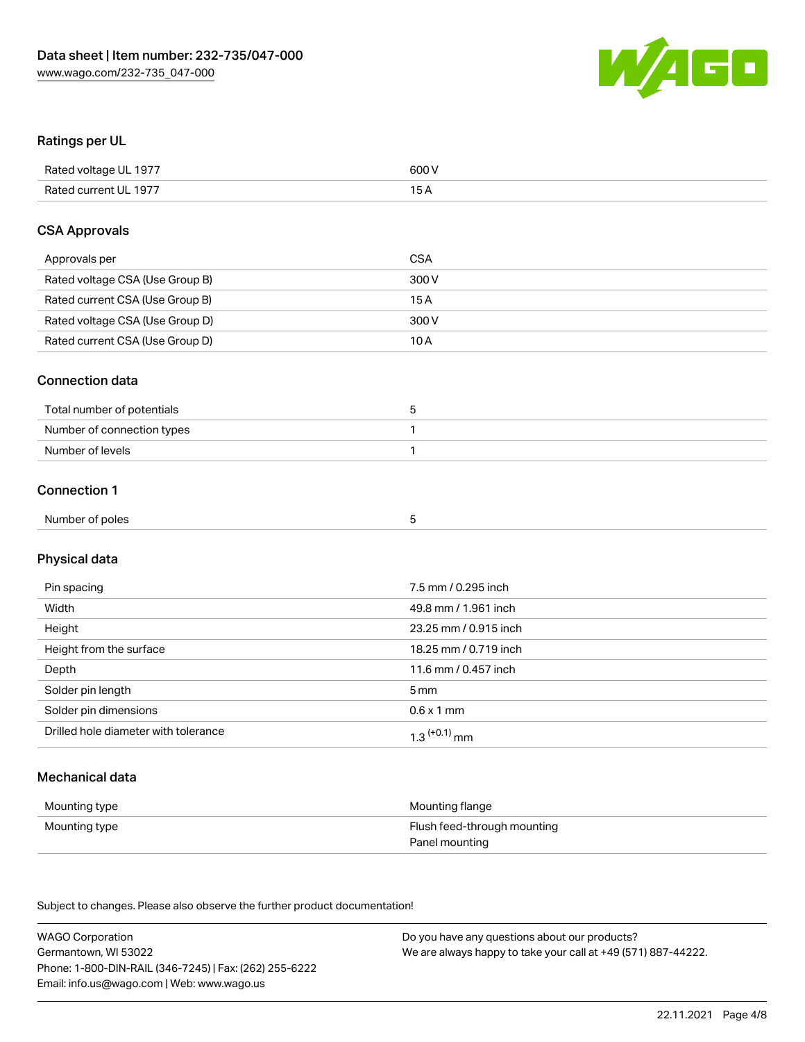## Ratings per UL

| | |
|---|---|
| Rated voltage UL 1977 | 600 V |
| Rated current UL 1977 | 15 A |

## CSA Approvals

| | |
|---|---|
| Approvals per | CSA |
| Rated voltage CSA (Use Group B) | 300 V |
| Rated current CSA (Use Group B) | 15 A |
| Rated voltage CSA (Use Group D) | 300 V |
| Rated current CSA (Use Group D) | 10 A |

## Connection data

| | |
|---|---|
| Total number of potentials | 5 |
| Number of connection types | 1 |
| Number of levels | 1 |

## Connection 1

| | |
|---|---|
| Number of poles | 5 |

## Physical data

| | |
|---|---|
| Pin spacing | 7.5 mm / 0.295 inch |
| Width | 49.8 mm / 1.961 inch |
| Height | 23.25 mm / 0.915 inch |
| Height from the surface | 18.25 mm / 0.719 inch |
| Depth | 11.6 mm / 0.457 inch |
| Solder pin length | 5 mm |
| Solder pin dimensions | 0.6 x 1 mm |
| Drilled hole diameter with tolerance | $1.3^{(+0.1)}$ mm |

## Mechanical data

| | |
|---|---|
| Mounting type | Mounting flange |
| Mounting type | Flush feed-through mounting<br>Panel mounting |

Subject to changes. Please also observe the further product documentation!

WAGO Corporation
Germantown, WI 53022
Phone: 1-800-DIN-RAIL (346-7245) | Fax: (262) 255-6222
Email: info.us@wago.com | Web: www.wago.us

Do you have any questions about our products?
We are always happy to take your call at +49 (571) 887-44222.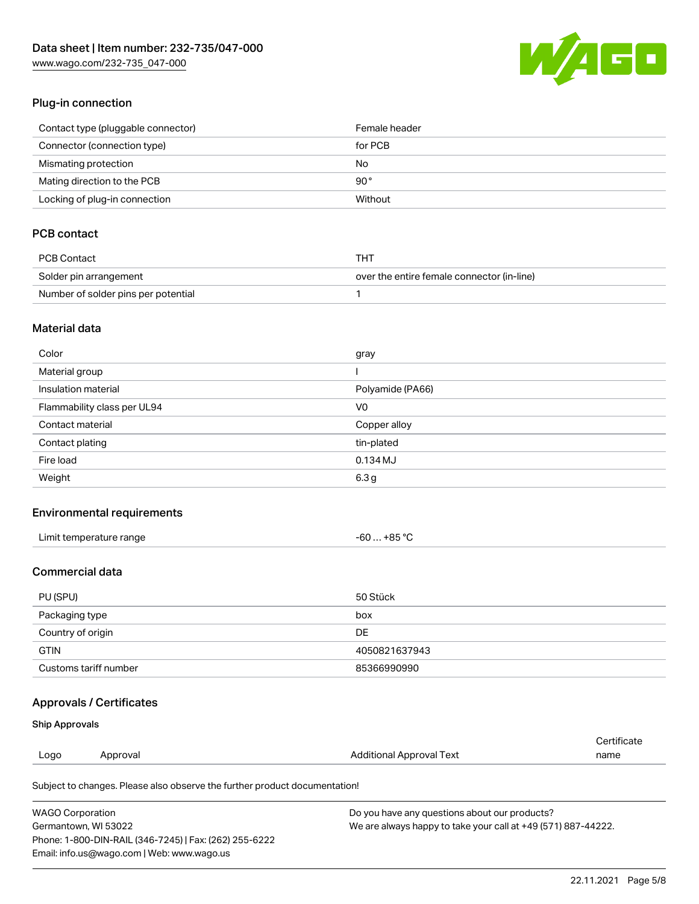## Plug-in connection

| | |
|---|---|
| Contact type (pluggable connector) | Female header |
| Connector (connection type) | for PCB |
| Mismating protection | No |
| Mating direction to the PCB | 90 ° |
| Locking of plug-in connection | Without |

## PCB contact

| | |
|---|---|
| PCB Contact | THT |
| Solder pin arrangement | over the entire female connector (in-line) |
| Number of solder pins per potential | 1 |

## Material data

| | |
|---|---|
| Color | gray |
| Material group | I |
| Insulation material | Polyamide (PA66) |
| Flammability class per UL94 | V0 |
| Contact material | Copper alloy |
| Contact plating | tin-plated |
| Fire load | 0.134 MJ |
| Weight | 6.3 g |

## Environmental requirements

| | |
|---|---|
| Limit temperature range | -60 … +85 °C |

## Commercial data

| | |
|---|---|
| PU (SPU) | 50 Stück |
| Packaging type | box |
| Country of origin | DE |
| GTIN | 4050821637943 |
| Customs tariff number | 85366990990 |

## Approvals / Certificates

### Ship Approvals

| Logo | Approval | Additional Approval Text | Certificate name |
|---|---|---|---|

Subject to changes. Please also observe the further product documentation!

WAGO Corporation
Germantown, WI 53022
Phone: 1-800-DIN-RAIL (346-7245) | Fax: (262) 255-6222
Email: info.us@wago.com | Web: www.wago.us

Do you have any questions about our products?
We are always happy to take your call at +49 (571) 887-44222.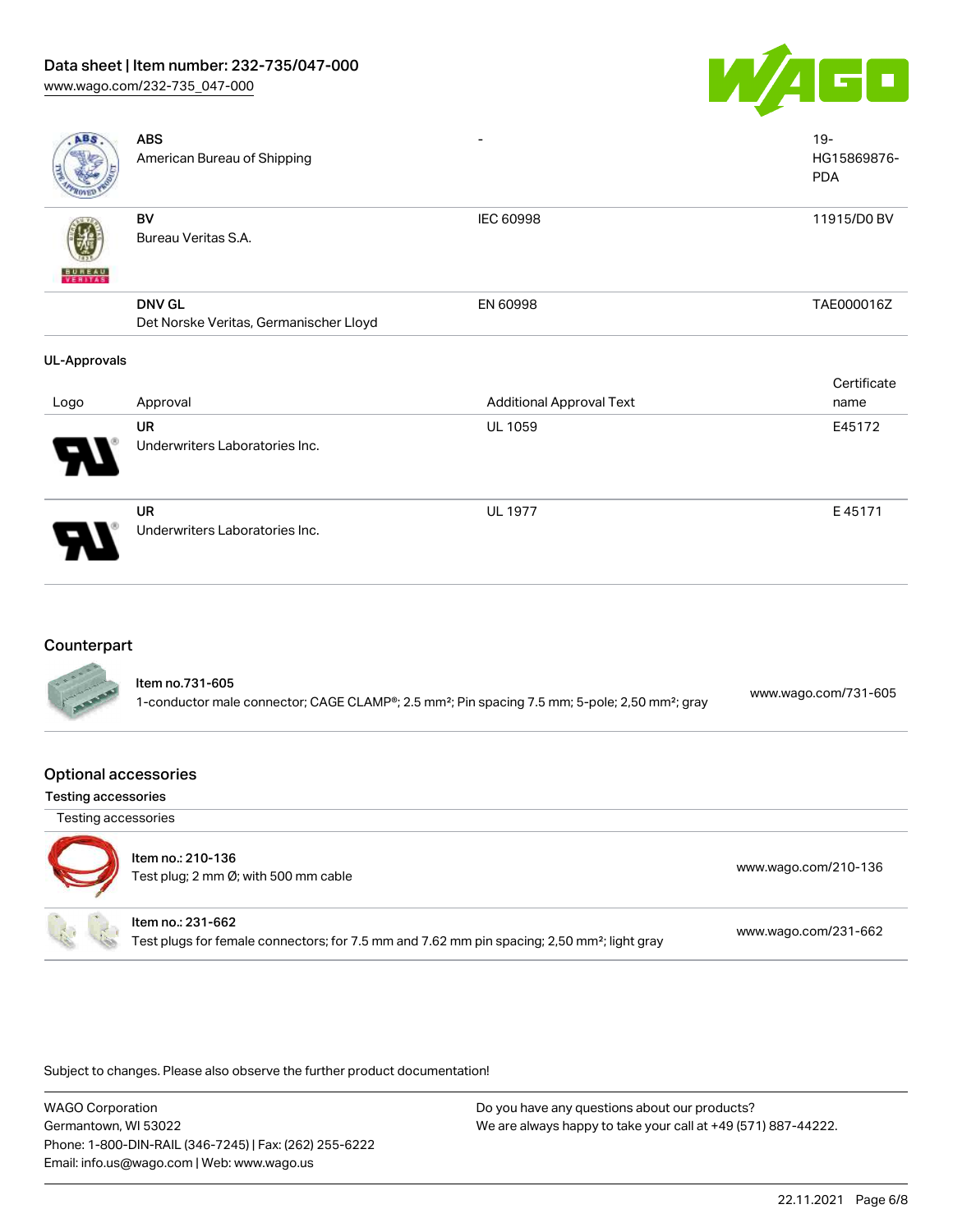| Logo | Approval | Additional Approval Text | Certificate name |
|---|---|---|---|
| | **ABS**<br>American Bureau of Shipping | - | 19-HG15869876-PDA |
| | **BV**<br>Bureau Veritas S.A. | IEC 60998 | 11915/D0 BV |
| | **DNV GL**<br>Det Norske Veritas, Germanischer Lloyd | EN 60998 | TAE000016Z |

UL-Approvals

| Logo | Approval | Additional Approval Text | Certificate name |
|---|---|---|---|
| | **UR**<br>Underwriters Laboratories Inc. | UL 1059 | E45172 |
| | **UR**<br>Underwriters Laboratories Inc. | UL 1977 | E 45171 |

## Counterpart

| Item | Link |
|---|---|
| Item no.731-605<br>1-conductor male connector; CAGE CLAMP®; 2.5 mm²; Pin spacing 7.5 mm; 5-pole; 2,50 mm²; gray | www.wago.com/731-605 |

## Optional accessories

### Testing accessories

Testing accessories

| Item | Link |
|---|---|
| Item no.: 210-136<br>Test plug; 2 mm Ø; with 500 mm cable | www.wago.com/210-136 |
| Item no.: 231-662<br>Test plugs for female connectors; for 7.5 mm and 7.62 mm pin spacing; 2,50 mm²; light gray | www.wago.com/231-662 |

Subject to changes. Please also observe the further product documentation!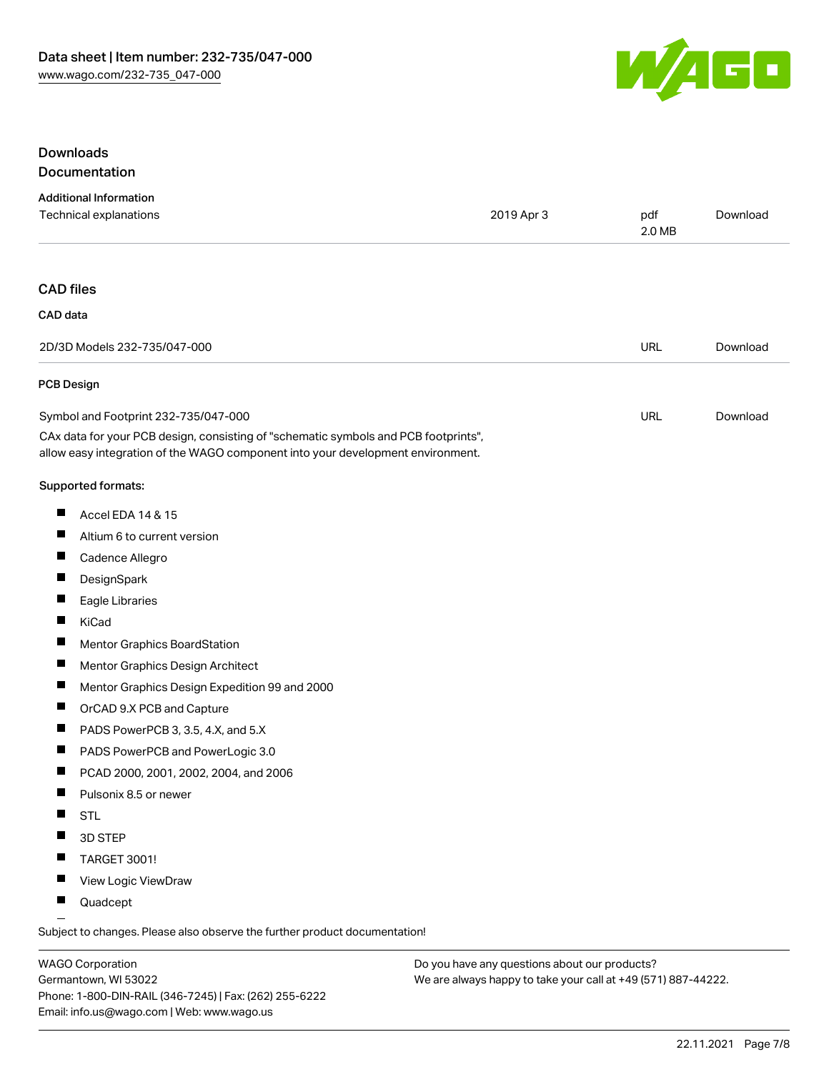## Downloads

## Documentation

### Additional Information

| Technical explanations | 2019 Apr 3 | pdf 2.0 MB | Download |
| --- | --- | --- | --- |

## CAD files

### CAD data

| 2D/3D Models 232-735/047-000 | URL | Download |
| --- | --- | --- |

### PCB Design

| Symbol and Footprint 232-735/047-000 | URL | Download |
| --- | --- | --- |

CAx data for your PCB design, consisting of "schematic symbols and PCB footprints", allow easy integration of the WAGO component into your development environment.

**Supported formats:**

- Accel EDA 14 & 15
- Altium 6 to current version
- Cadence Allegro
- DesignSpark
- Eagle Libraries
- KiCad
- Mentor Graphics BoardStation
- Mentor Graphics Design Architect
- Mentor Graphics Design Expedition 99 and 2000
- OrCAD 9.X PCB and Capture
- PADS PowerPCB 3, 3.5, 4.X, and 5.X
- PADS PowerPCB and PowerLogic 3.0
- PCAD 2000, 2001, 2002, 2004, and 2006
- Pulsonix 8.5 or newer
- STL
- 3D STEP
- TARGET 3001!
- View Logic ViewDraw
- Quadcept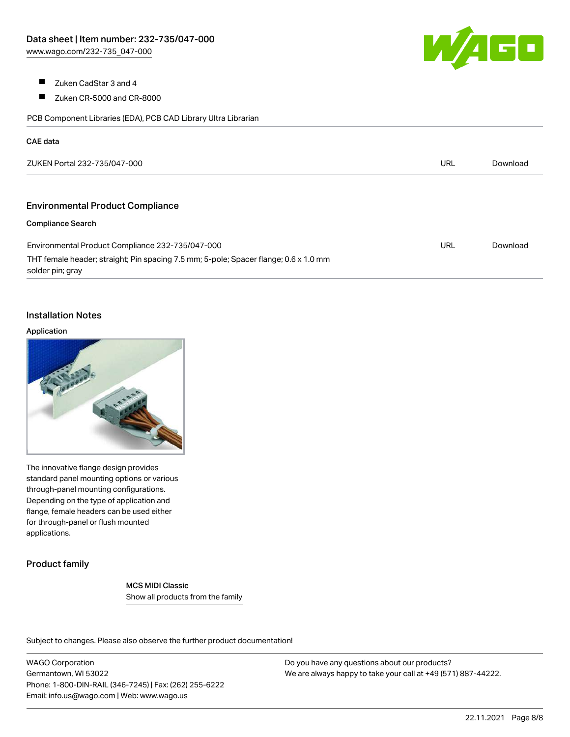- Zuken CadStar 3 and 4
- Zuken CR-5000 and CR-8000

PCB Component Libraries (EDA), PCB CAD Library Ultra Librarian

**CAE data**

| | | |
|---|---|---|
| ZUKEN Portal 232-735/047-000 | URL | Download |

## Environmental Product Compliance

**Compliance Search**

| | | |
|---|---|---|
| Environmental Product Compliance 232-735/047-000<br>THT female header; straight; Pin spacing 7.5 mm; 5-pole; Spacer flange; 0.6 x 1.0 mm solder pin; gray | URL | Download |

## Installation Notes

**Application**

The innovative flange design provides standard panel mounting options or various through-panel mounting configurations. Depending on the type of application and flange, female headers can be used either for through-panel or flush mounted applications.

## Product family

MCS MIDI Classic
Show all products from the family

Subject to changes. Please also observe the further product documentation!

WAGO Corporation
Germantown, WI 53022
Phone: 1-800-DIN-RAIL (346-7245) | Fax: (262) 255-6222
Email: info.us@wago.com | Web: www.wago.us

Do you have any questions about our products?
We are always happy to take your call at +49 (571) 887-44222.